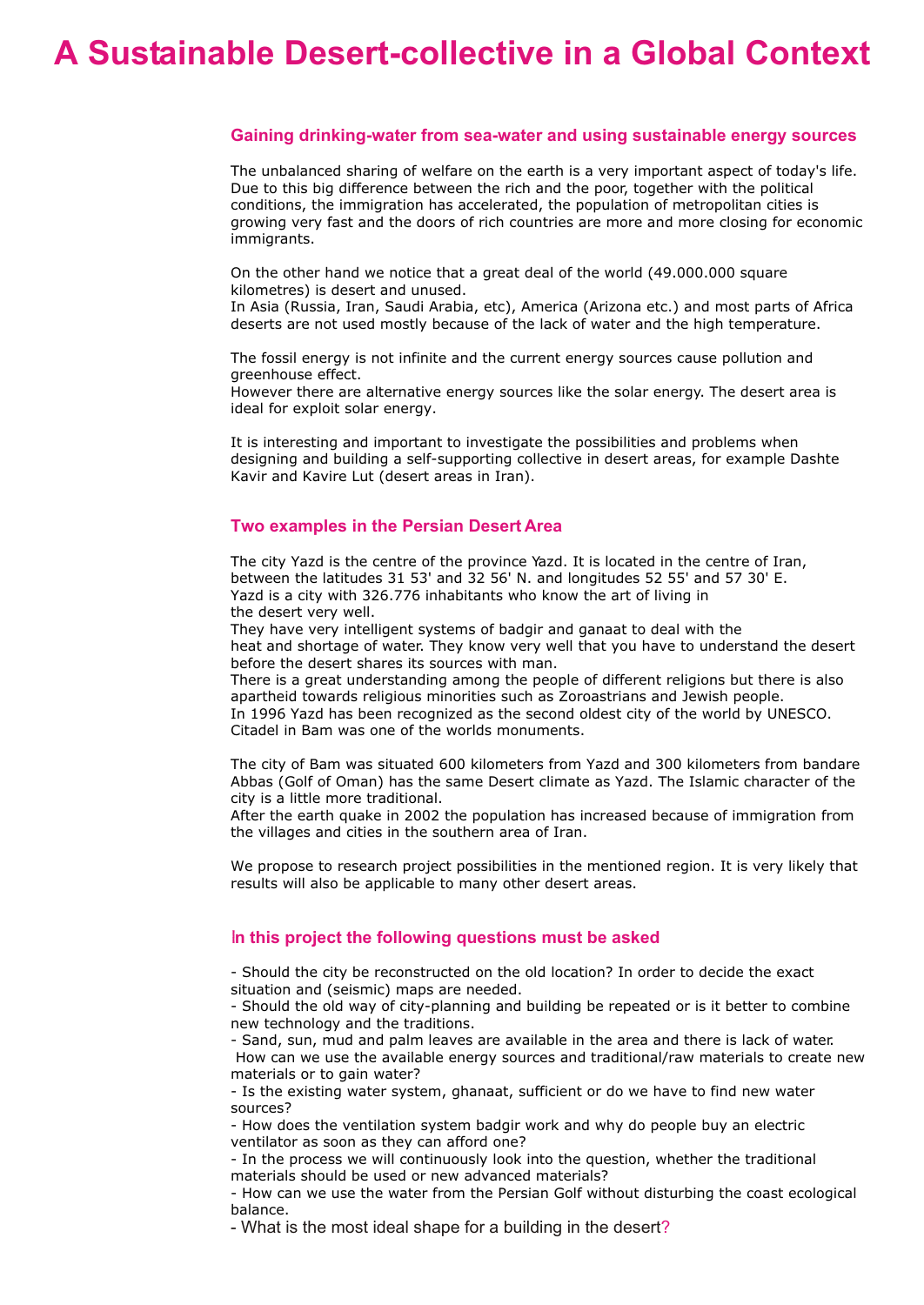# A Sustainable Desert-collective in a Global Context

## Gaining drinking-water from sea-water and using sustainable energy sources

The unbalanced sharing of welfare on the earth is a very important aspect of today's life. Due to this big difference between the rich and the poor, together with the political conditions, the immigration has accelerated, the population of metropolitan cities is growing very fast and the doors of rich countries are more and more closing for economic immigrants.

On the other hand we notice that a great deal of the world (49.000.000 square kilometres) is desert and unused.
In Asia (Russia, Iran, Saudi Arabia, etc), America (Arizona etc.) and most parts of Africa deserts are not used mostly because of the lack of water and the high temperature.

The fossil energy is not infinite and the current energy sources cause pollution and greenhouse effect.
However there are alternative energy sources like the solar energy. The desert area is ideal for exploit solar energy.

It is interesting and important to investigate the possibilities and problems when designing and building a self-supporting collective in desert areas, for example Dashte Kavir and Kavire Lut (desert areas in Iran).

## Two examples in the Persian Desert Area

The city Yazd is the centre of the province Yazd. It is located in the centre of Iran, between the latitudes 31 53' and 32 56' N. and longitudes 52 55' and 57 30' E.
Yazd is a city with 326.776 inhabitants who know the art of living in the desert very well.
They have very intelligent systems of badgir and ganaat to deal with the heat and shortage of water. They know very well that you have to understand the desert before the desert shares its sources with man.
There is a great understanding among the people of different religions but there is also apartheid towards religious minorities such as Zoroastrians and Jewish people.
In 1996 Yazd has been recognized as the second oldest city of the world by UNESCO.
Citadel in Bam was one of the worlds monuments.

The city of Bam was situated 600 kilometers from Yazd and 300 kilometers from bandare Abbas (Golf of Oman) has the same Desert climate as Yazd. The Islamic character of the city is a little more traditional.
After the earth quake in 2002 the population has increased because of immigration from the villages and cities in the southern area of Iran.

We propose to research project possibilities in the mentioned region. It is very likely that results will also be applicable to many other desert areas.

## In this project the following questions must be asked

- Should the city be reconstructed on the old location? In order to decide the exact situation and (seismic) maps are needed.
- Should the old way of city-planning and building be repeated or is it better to combine new technology and the traditions.
- Sand, sun, mud and palm leaves are available in the area and there is lack of water. How can we use the available energy sources and traditional/raw materials to create new materials or to gain water?
- Is the existing water system, ghanaat, sufficient or do we have to find new water sources?
- How does the ventilation system badgir work and why do people buy an electric ventilator as soon as they can afford one?
- In the process we will continuously look into the question, whether the traditional materials should be used or new advanced materials?
- How can we use the water from the Persian Golf without disturbing the coast ecological balance.
- What is the most ideal shape for a building in the desert?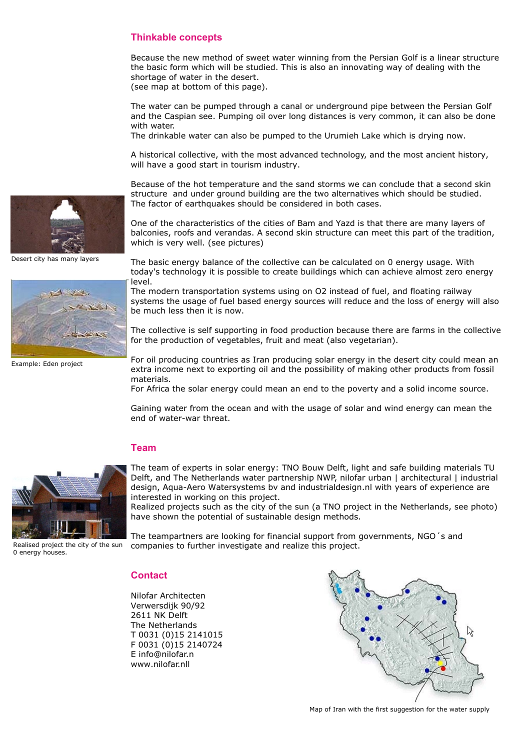## Thinkable concepts

Because the new method of sweet water winning from the Persian Golf is a linear structure the basic form which will be studied. This is also an innovating way of dealing with the shortage of water in the desert.
(see map at bottom of this page).

The water can be pumped through a canal or underground pipe between the Persian Golf and the Caspian see. Pumping oil over long distances is very common, it can also be done with water.
The drinkable water can also be pumped to the Urumieh Lake which is drying now.

A historical collective, with the most advanced technology, and the most ancient history, will have a good start in tourism industry.

Because of the hot temperature and the sand storms we can conclude that a second skin structure and under ground building are the two alternatives which should be studied. The factor of earthquakes should be considered in both cases.

One of the characteristics of the cities of Bam and Yazd is that there are many layers of balconies, roofs and verandas. A second skin structure can meet this part of the tradition, which is very well. (see pictures)

Desert city has many layers

The basic energy balance of the collective can be calculated on 0 energy usage. With today's technology it is possible to create buildings which can achieve almost zero energy level.
The modern transportation systems using on $O_2$ instead of fuel, and floating railway systems the usage of fuel based energy sources will reduce and the loss of energy will also be much less then it is now.

Example: Eden project

The collective is self supporting in food production because there are farms in the collective for the production of vegetables, fruit and meat (also vegetarian).

For oil producing countries as Iran producing solar energy in the desert city could mean an extra income next to exporting oil and the possibility of making other products from fossil materials.
For Africa the solar energy could mean an end to the poverty and a solid income source.

Gaining water from the ocean and with the usage of solar and wind energy can mean the end of water-war threat.

## Team

The team of experts in solar energy: TNO Bouw Delft, light and safe building materials TU Delft, and The Netherlands water partnership NWP, nilofar urban | architectural | industrial design, Aqua-Aero Watersystems bv and industrialdesign.nl with years of experience are interested in working on this project.
Realized projects such as the city of the sun (a TNO project in the Netherlands, see photo) have shown the potential of sustainable design methods.

The teampartners are looking for financial support from governments, NGO´s and companies to further investigate and realize this project.

Realised project the city of the sun
0 energy houses.

## Contact

Nilofar Architecten
Verwersdijk 90/92
2611 NK Delft
The Netherlands
T 0031 (0)15 2141015
F 0031 (0)15 2140724
E info@nilofar.n
www.nilofar.nll

Map of Iran with the first suggestion for the water supply